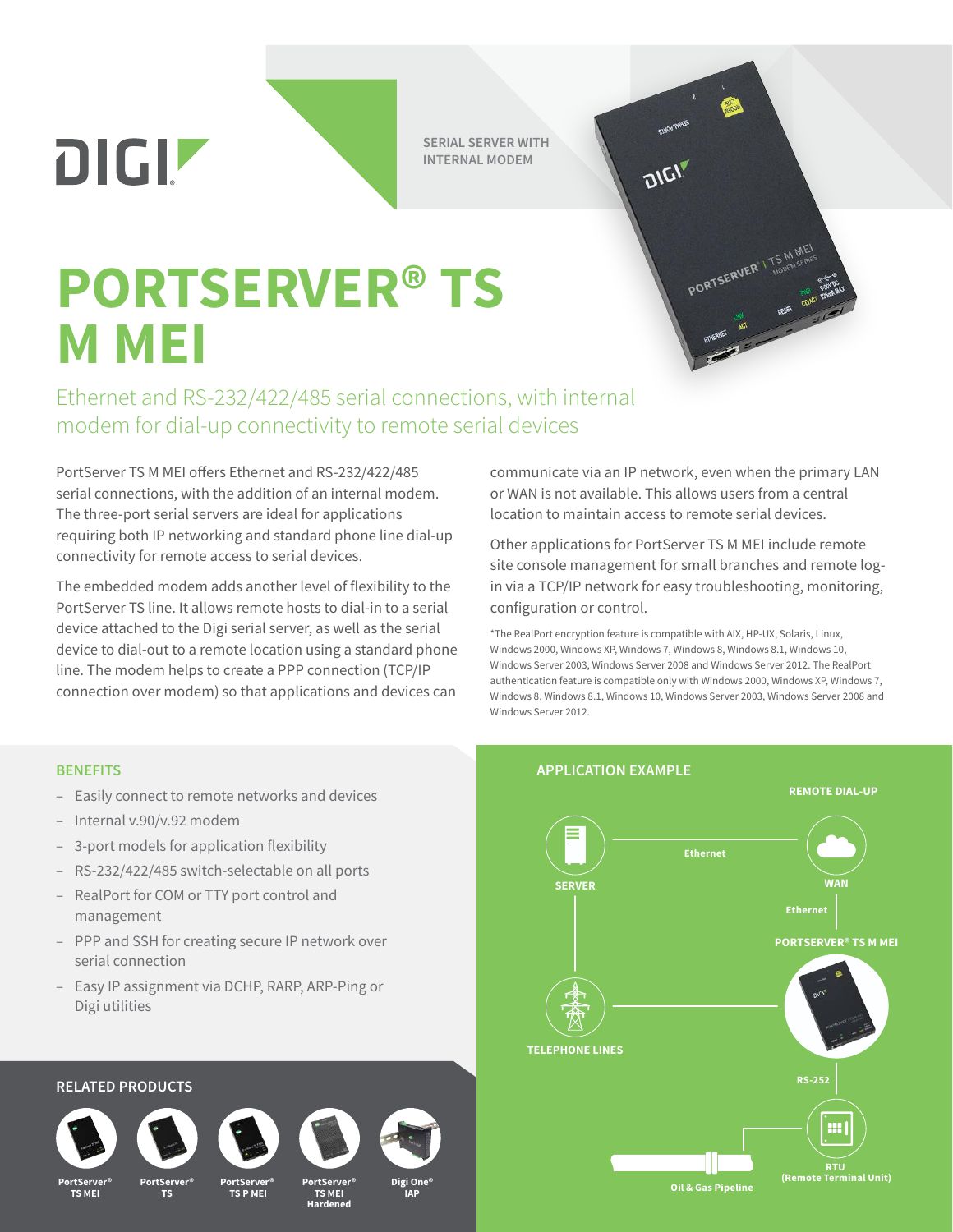DIGI

SERIAL SERVER WITH INTERNAL MODEM

# PORTSERVER® TS M MEI

## Ethernet and RS-232/422/485 serial connections, with internal modem for dial-up connectivity to remote serial devices

PortServer TS M MEI offers Ethernet and RS-232/422/485 serial connections, with the addition of an internal modem. The three-port serial servers are ideal for applications requiring both IP networking and standard phone line dial-up connectivity for remote access to serial devices.

The embedded modem adds another level of flexibility to the PortServer TS line. It allows remote hosts to dial-in to a serial device attached to the Digi serial server, as well as the serial device to dial-out to a remote location using a standard phone line. The modem helps to create a PPP connection (TCP/IP connection over modem) so that applications and devices can communicate via an IP network, even when the primary LAN or WAN is not available. This allows users from a central location to maintain access to remote serial devices.

Other applications for PortServer TS M MEI include remote site console management for small branches and remote log-in via a TCP/IP network for easy troubleshooting, monitoring, configuration or control.

*The RealPort encryption feature is compatible with AIX, HP-UX, Solaris, Linux, Windows 2000, Windows XP, Windows 7, Windows 8, Windows 8.1, Windows 10, Windows Server 2003, Windows Server 2008 and Windows Server 2012. The RealPort authentication feature is compatible only with Windows 2000, Windows XP, Windows 7, Windows 8, Windows 8.1, Windows 10, Windows Server 2003, Windows Server 2008 and Windows Server 2012.

### BENEFITS

- Easily connect to remote networks and devices
- Internal v.90/v.92 modem
- 3-port models for application flexibility
- RS-232/422/485 switch-selectable on all ports
- RealPort for COM or TTY port control and management
- PPP and SSH for creating secure IP network over serial connection
- Easy IP assignment via DCHP, RARP, ARP-Ping or Digi utilities

### RELATED PRODUCTS

- PortServer® TS MEI
- PortServer® TS
- PortServer® TS P MEI
- PortServer® TS MEI Hardened
- Digi One® IAP

### APPLICATION EXAMPLE

REMOTE DIAL-UP

SERVER — Ethernet — WAN — Ethernet — PORTSERVER® TS M MEI — TELEPHONE LINES — RS-252 — RTU (Remote Terminal Unit) — Oil & Gas Pipeline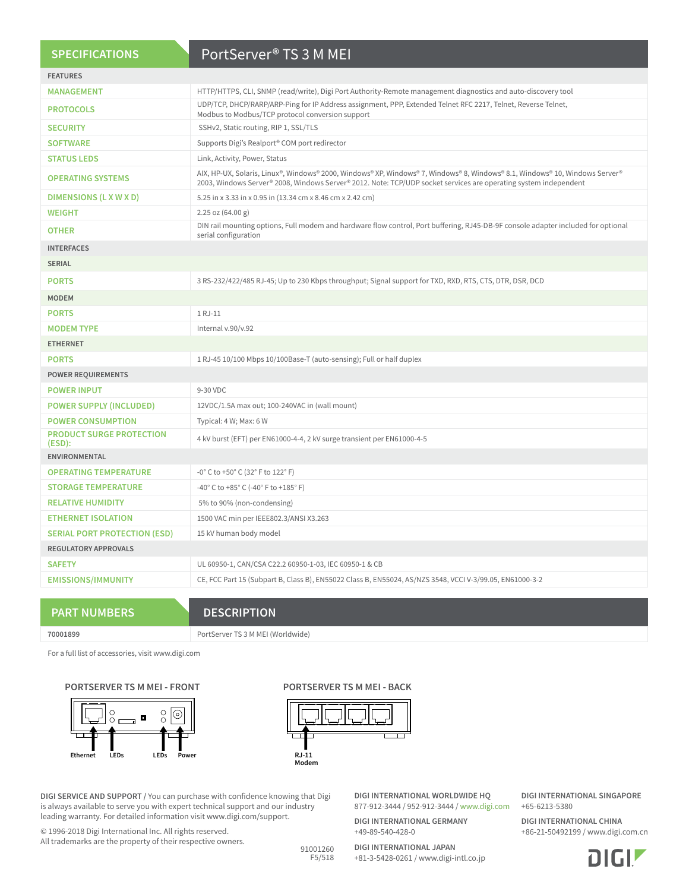## SPECIFICATIONS — PortServer® TS 3 M MEI

| | |
|---|---|
| **FEATURES** | |
| MANAGEMENT | HTTP/HTTPS, CLI, SNMP (read/write), Digi Port Authority-Remote management diagnostics and auto-discovery tool |
| PROTOCOLS | UDP/TCP, DHCP/RARP/ARP-Ping for IP Address assignment, PPP, Extended Telnet RFC 2217, Telnet, Reverse Telnet, Modbus to Modbus/TCP protocol conversion support |
| SECURITY | SSHv2, Static routing, RIP 1, SSL/TLS |
| SOFTWARE | Supports Digi's Realport® COM port redirector |
| STATUS LEDS | Link, Activity, Power, Status |
| OPERATING SYSTEMS | AIX, HP-UX, Solaris, Linux®, Windows® 2000, Windows® XP, Windows® 7, Windows® 8, Windows® 8.1, Windows® 10, Windows Server® 2003, Windows Server® 2008, Windows Server® 2012. Note: TCP/UDP socket services are operating system independent |
| DIMENSIONS (L X W X D) | 5.25 in x 3.33 in x 0.95 in (13.34 cm x 8.46 cm x 2.42 cm) |
| WEIGHT | 2.25 oz (64.00 g) |
| OTHER | DIN rail mounting options, Full modem and hardware flow control, Port buffering, RJ45-DB-9F console adapter included for optional serial configuration |
| **INTERFACES** | |
| **SERIAL** | |
| PORTS | 3 RS-232/422/485 RJ-45; Up to 230 Kbps throughput; Signal support for TXD, RXD, RTS, CTS, DTR, DSR, DCD |
| **MODEM** | |
| PORTS | 1 RJ-11 |
| MODEM TYPE | Internal v.90/v.92 |
| **ETHERNET** | |
| PORTS | 1 RJ-45 10/100 Mbps 10/100Base-T (auto-sensing); Full or half duplex |
| **POWER REQUIREMENTS** | |
| POWER INPUT | 9-30 VDC |
| POWER SUPPLY (INCLUDED) | 12VDC/1.5A max out; 100-240VAC in (wall mount) |
| POWER CONSUMPTION | Typical: 4 W; Max: 6 W |
| PRODUCT SURGE PROTECTION (ESD): | 4 kV burst (EFT) per EN61000-4-4, 2 kV surge transient per EN61000-4-5 |
| **ENVIRONMENTAL** | |
| OPERATING TEMPERATURE | -0° C to +50° C (32° F to 122° F) |
| STORAGE TEMPERATURE | -40° C to +85° C (-40° F to +185° F) |
| RELATIVE HUMIDITY | 5% to 90% (non-condensing) |
| ETHERNET ISOLATION | 1500 VAC min per IEEE802.3/ANSI X3.263 |
| SERIAL PORT PROTECTION (ESD) | 15 kV human body model |
| **REGULATORY APPROVALS** | |
| SAFETY | UL 60950-1, CAN/CSA C22.2 60950-1-03, IEC 60950-1 & CB |
| EMISSIONS/IMMUNITY | CE, FCC Part 15 (Subpart B, Class B), EN55022 Class B, EN55024, AS/NZS 3548, VCCI V-3/99.05, EN61000-3-2 |

| PART NUMBERS | DESCRIPTION |
|---|---|
| 70001899 | PortServer TS 3 M MEI (Worldwide) |

For a full list of accessories, visit www.digi.com

### PORTSERVER TS M MEI - FRONT

Ethernet LEDs LEDs Power

### PORTSERVER TS M MEI - BACK

RJ-11 Modem

**DIGI SERVICE AND SUPPORT** / You can purchase with confidence knowing that Digi is always available to serve you with expert technical support and our industry leading warranty. For detailed information visit www.digi.com/support.

© 1996-2018 Digi International Inc. All rights reserved.
All trademarks are the property of their respective owners.

91001260
F5/518

**DIGI INTERNATIONAL WORLDWIDE HQ**
877-912-3444 / 952-912-3444 / www.digi.com

**DIGI INTERNATIONAL GERMANY**
+49-89-540-428-0

**DIGI INTERNATIONAL JAPAN**
+81-3-5428-0261 / www.digi-intl.co.jp

**DIGI INTERNATIONAL SINGAPORE**
+65-6213-5380

**DIGI INTERNATIONAL CHINA**
+86-21-50492199 / www.digi.com.cn